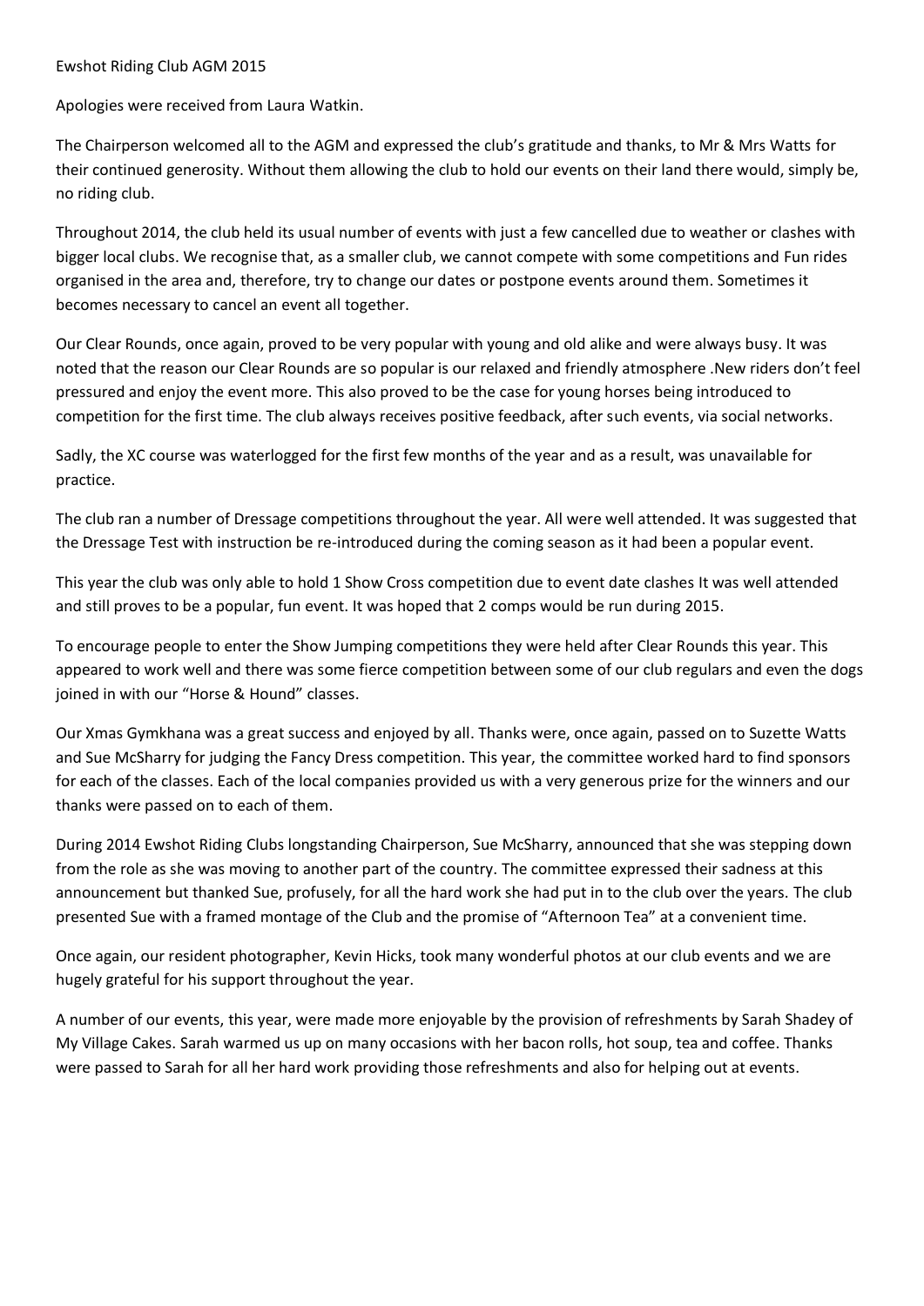Ewshot Riding Club AGM 2015

Apologies were received from Laura Watkin.

The Chairperson welcomed all to the AGM and expressed the club's gratitude and thanks, to Mr & Mrs Watts for their continued generosity. Without them allowing the club to hold our events on their land there would, simply be, no riding club.

Throughout 2014, the club held its usual number of events with just a few cancelled due to weather or clashes with bigger local clubs. We recognise that, as a smaller club, we cannot compete with some competitions and Fun rides organised in the area and, therefore, try to change our dates or postpone events around them. Sometimes it becomes necessary to cancel an event all together.

Our Clear Rounds, once again, proved to be very popular with young and old alike and were always busy. It was noted that the reason our Clear Rounds are so popular is our relaxed and friendly atmosphere .New riders don't feel pressured and enjoy the event more. This also proved to be the case for young horses being introduced to competition for the first time. The club always receives positive feedback, after such events, via social networks.

Sadly, the XC course was waterlogged for the first few months of the year and as a result, was unavailable for practice.

The club ran a number of Dressage competitions throughout the year. All were well attended. It was suggested that the Dressage Test with instruction be re-introduced during the coming season as it had been a popular event.

This year the club was only able to hold 1 Show Cross competition due to event date clashes It was well attended and still proves to be a popular, fun event. It was hoped that 2 comps would be run during 2015.

To encourage people to enter the Show Jumping competitions they were held after Clear Rounds this year. This appeared to work well and there was some fierce competition between some of our club regulars and even the dogs joined in with our "Horse & Hound" classes.

Our Xmas Gymkhana was a great success and enjoyed by all. Thanks were, once again, passed on to Suzette Watts and Sue McSharry for judging the Fancy Dress competition. This year, the committee worked hard to find sponsors for each of the classes. Each of the local companies provided us with a very generous prize for the winners and our thanks were passed on to each of them.

During 2014 Ewshot Riding Clubs longstanding Chairperson, Sue McSharry, announced that she was stepping down from the role as she was moving to another part of the country. The committee expressed their sadness at this announcement but thanked Sue, profusely, for all the hard work she had put in to the club over the years. The club presented Sue with a framed montage of the Club and the promise of "Afternoon Tea" at a convenient time.

Once again, our resident photographer, Kevin Hicks, took many wonderful photos at our club events and we are hugely grateful for his support throughout the year.

A number of our events, this year, were made more enjoyable by the provision of refreshments by Sarah Shadey of My Village Cakes. Sarah warmed us up on many occasions with her bacon rolls, hot soup, tea and coffee. Thanks were passed to Sarah for all her hard work providing those refreshments and also for helping out at events.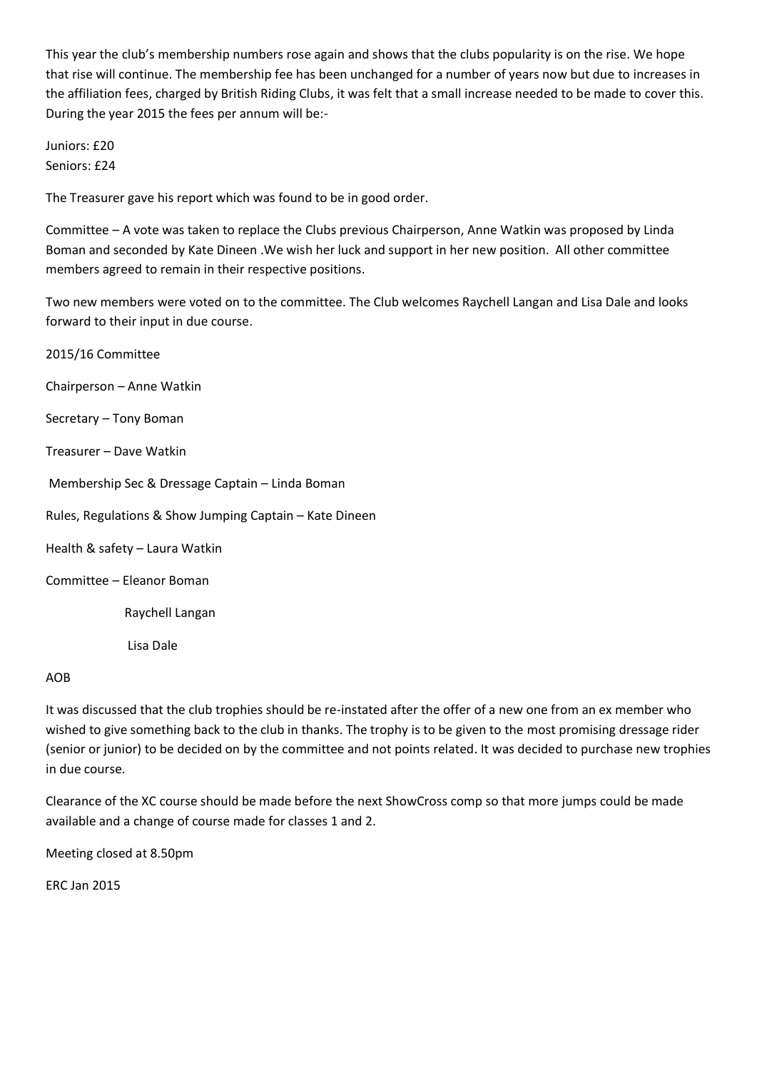This year the club's membership numbers rose again and shows that the clubs popularity is on the rise. We hope that rise will continue. The membership fee has been unchanged for a number of years now but due to increases in the affiliation fees, charged by British Riding Clubs, it was felt that a small increase needed to be made to cover this. During the year 2015 the fees per annum will be:-

Juniors: £20
Seniors: £24

The Treasurer gave his report which was found to be in good order.

Committee – A vote was taken to replace the Clubs previous Chairperson, Anne Watkin was proposed by Linda Boman and seconded by Kate Dineen .We wish her luck and support in her new position. All other committee members agreed to remain in their respective positions.

Two new members were voted on to the committee. The Club welcomes Raychell Langan and Lisa Dale and looks forward to their input in due course.

2015/16 Committee

Chairperson – Anne Watkin

Secretary – Tony Boman

Treasurer – Dave Watkin

Membership Sec & Dressage Captain – Linda Boman

Rules, Regulations & Show Jumping Captain – Kate Dineen

Health & safety – Laura Watkin

Committee – Eleanor Boman

Raychell Langan

Lisa Dale

AOB

It was discussed that the club trophies should be re-instated after the offer of a new one from an ex member who wished to give something back to the club in thanks. The trophy is to be given to the most promising dressage rider (senior or junior) to be decided on by the committee and not points related. It was decided to purchase new trophies in due course.

Clearance of the XC course should be made before the next ShowCross comp so that more jumps could be made available and a change of course made for classes 1 and 2.

Meeting closed at 8.50pm

ERC Jan 2015